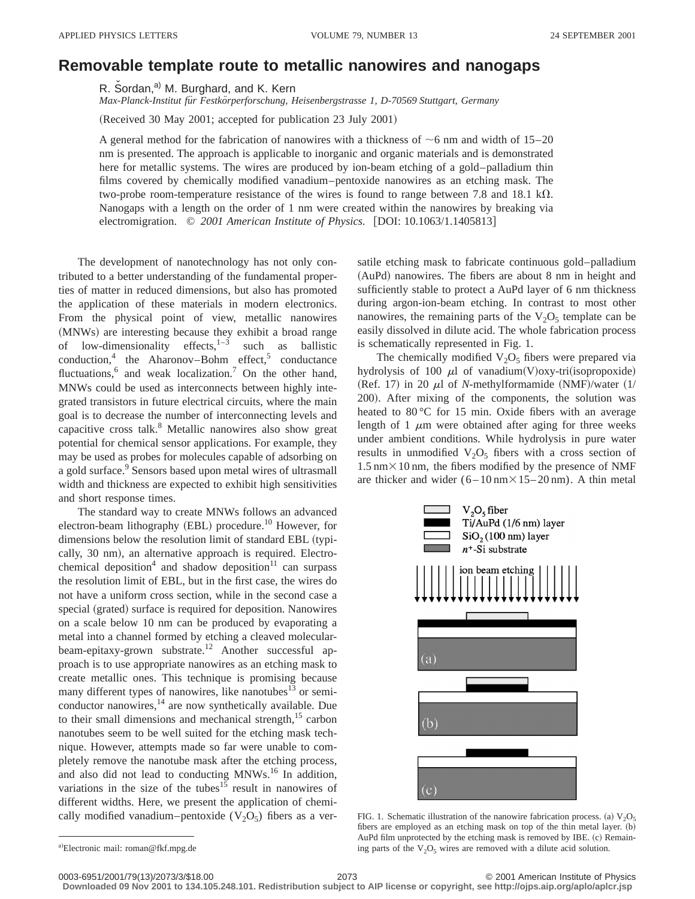# Removable template route to metallic nanowires and nanogaps

R. Šordan,[a] M. Burghard, and K. Kern

*Max-Planck-Institut für Festkörperforschung, Heisenbergstrasse 1, D-70569 Stuttgart, Germany*

(Received 30 May 2001; accepted for publication 23 July 2001)

A general method for the fabrication of nanowires with a thickness of ~6 nm and width of 15–20 nm is presented. The approach is applicable to inorganic and organic materials and is demonstrated here for metallic systems. The wires are produced by ion-beam etching of a gold–palladium thin films covered by chemically modified vanadium–pentoxide nanowires as an etching mask. The two-probe room-temperature resistance of the wires is found to range between 7.8 and 18.1 kΩ. Nanogaps with a length on the order of 1 nm were created within the nanowires by breaking via electromigration. © *2001 American Institute of Physics.* [DOI: 10.1063/1.1405813]

The development of nanotechnology has not only contributed to a better understanding of the fundamental properties of matter in reduced dimensions, but also has promoted the application of these materials in modern electronics. From the physical point of view, metallic nanowires (MNWs) are interesting because they exhibit a broad range of low-dimensionality effects,[1–3] such as ballistic conduction,[4] the Aharonov–Bohm effect,[5] conductance fluctuations,[6] and weak localization.[7] On the other hand, MNWs could be used as interconnects between highly integrated transistors in future electrical circuits, where the main goal is to decrease the number of interconnecting levels and capacitive cross talk.[8] Metallic nanowires also show great potential for chemical sensor applications. For example, they may be used as probes for molecules capable of adsorbing on a gold surface.[9] Sensors based upon metal wires of ultrasmall width and thickness are expected to exhibit high sensitivities and short response times.

The standard way to create MNWs follows an advanced electron-beam lithography (EBL) procedure.[10] However, for dimensions below the resolution limit of standard EBL (typically, 30 nm), an alternative approach is required. Electrochemical deposition[4] and shadow deposition[11] can surpass the resolution limit of EBL, but in the first case, the wires do not have a uniform cross section, while in the second case a special (grated) surface is required for deposition. Nanowires on a scale below 10 nm can be produced by evaporating a metal into a channel formed by etching a cleaved molecular-beam-epitaxy-grown substrate.[12] Another successful approach is to use appropriate nanowires as an etching mask to create metallic ones. This technique is promising because many different types of nanowires, like nanotubes[13] or semiconductor nanowires,[14] are now synthetically available. Due to their small dimensions and mechanical strength,[15] carbon nanotubes seem to be well suited for the etching mask technique. However, attempts made so far were unable to completely remove the nanotube mask after the etching process, and also did not lead to conducting MNWs.[16] In addition, variations in the size of the tubes[15] result in nanowires of different widths. Here, we present the application of chemically modified vanadium–pentoxide ($V_2O_5$) fibers as a versatile etching mask to fabricate continuous gold–palladium (AuPd) nanowires. The fibers are about 8 nm in height and sufficiently stable to protect a AuPd layer of 6 nm thickness during argon-ion-beam etching. In contrast to most other nanowires, the remaining parts of the $V_2O_5$ template can be easily dissolved in dilute acid. The whole fabrication process is schematically represented in Fig. 1.

The chemically modified $V_2O_5$ fibers were prepared via hydrolysis of 100 μl of vanadium(V)oxy-tri(isopropoxide) (Ref. 17) in 20 μl of *N*-methylformamide (NMF)/water (1/200). After mixing of the components, the solution was heated to 80 °C for 15 min. Oxide fibers with an average length of 1 μm were obtained after aging for three weeks under ambient conditions. While hydrolysis in pure water results in unmodified $V_2O_5$ fibers with a cross section of 1.5 nm×10 nm, the fibers modified by the presence of NMF are thicker and wider (6–10 nm×15–20 nm). A thin metal

FIG. 1. Schematic illustration of the nanowire fabrication process. (a) $V_2O_5$ fibers are employed as an etching mask on top of the thin metal layer. (b) AuPd film unprotected by the etching mask is removed by IBE. (c) Remaining parts of the $V_2O_5$ wires are removed with a dilute acid solution.

[a]Electronic mail: roman@fkf.mpg.de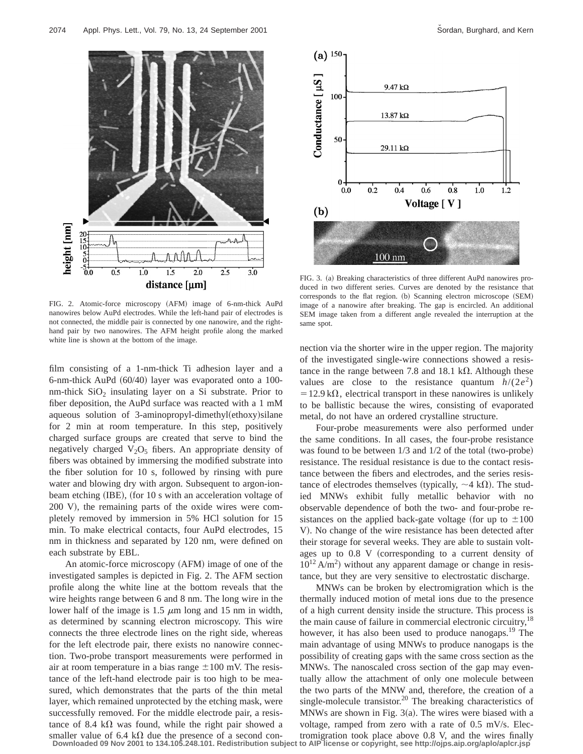FIG. 2. Atomic-force microscopy (AFM) image of 6-nm-thick AuPd nanowires below AuPd electrodes. While the left-hand pair of electrodes is not connected, the middle pair is connected by one nanowire, and the right-hand pair by two nanowires. The AFM height profile along the marked white line is shown at the bottom of the image.

FIG. 3. (a) Breaking characteristics of three different AuPd nanowires produced in two different series. Curves are denoted by the resistance that corresponds to the flat region. (b) Scanning electron microscope (SEM) image of a nanowire after breaking. The gap is encircled. An additional SEM image taken from a different angle revealed the interruption at the same spot.

film consisting of a 1-nm-thick Ti adhesion layer and a 6-nm-thick AuPd (60/40) layer was evaporated onto a 100-nm-thick $SiO_2$ insulating layer on a Si substrate. Prior to fiber deposition, the AuPd surface was reacted with a 1 mM aqueous solution of 3-aminopropyl-dimethyl(ethoxy)silane for 2 min at room temperature. In this step, positively charged surface groups are created that serve to bind the negatively charged $V_2O_5$ fibers. An appropriate density of fibers was obtained by immersing the modified substrate into the fiber solution for 10 s, followed by rinsing with pure water and blowing dry with argon. Subsequent to argon-ion-beam etching (IBE), (for 10 s with an acceleration voltage of 200 V), the remaining parts of the oxide wires were completely removed by immersion in 5% HCl solution for 15 min. To make electrical contacts, four AuPd electrodes, 15 nm in thickness and separated by 120 nm, were defined on each substrate by EBL.

An atomic-force microscopy (AFM) image of one of the investigated samples is depicted in Fig. 2. The AFM section profile along the white line at the bottom reveals that the wire heights range between 6 and 8 nm. The long wire in the lower half of the image is 1.5 $\mu$m long and 15 nm in width, as determined by scanning electron microscopy. This wire connects the three electrode lines on the right side, whereas for the left electrode pair, there exists no nanowire connection. Two-probe transport measurements were performed in air at room temperature in a bias range $\pm$100 mV. The resistance of the left-hand electrode pair is too high to be measured, which demonstrates that the parts of the thin metal layer, which remained unprotected by the etching mask, were successfully removed. For the middle electrode pair, a resistance of 8.4 k$\Omega$ was found, while the right pair showed a smaller value of 6.4 k$\Omega$ due the presence of a second connection via the shorter wire in the upper region. The majority of the investigated single-wire connections showed a resistance in the range between 7.8 and 18.1 k$\Omega$. Although these values are close to the resistance quantum $h/(2e^2) = 12.9\,\text{k}\Omega$, electrical transport in these nanowires is unlikely to be ballistic because the wires, consisting of evaporated metal, do not have an ordered crystalline structure.

Four-probe measurements were also performed under the same conditions. In all cases, the four-probe resistance was found to be between 1/3 and 1/2 of the total (two-probe) resistance. The residual resistance is due to the contact resistance between the fibers and electrodes, and the series resistance of electrodes themselves (typically, ~4 k$\Omega$). The studied MNWs exhibit fully metallic behavior with no observable dependence of both the two- and four-probe resistances on the applied back-gate voltage (for up to $\pm$100 V). No change of the wire resistance has been detected after their storage for several weeks. They are able to sustain voltages up to 0.8 V (corresponding to a current density of $10^{12}\,\text{A/m}^2$) without any apparent damage or change in resistance, but they are very sensitive to electrostatic discharge.

MNWs can be broken by electromigration which is the thermally induced motion of metal ions due to the presence of a high current density inside the structure. This process is the main cause of failure in commercial electronic circuitry,[18] however, it has also been used to produce nanogaps.[19] The main advantage of using MNWs to produce nanogaps is the possibility of creating gaps with the same cross section as the MNWs. The nanoscaled cross section of the gap may eventually allow the attachment of only one molecule between the two parts of the MNW and, therefore, the creation of a single-molecule transistor.[20] The breaking characteristics of MNWs are shown in Fig. 3(a). The wires were biased with a voltage, ramped from zero with a rate of 0.5 mV/s. Electromigration took place above 0.8 V, and the wires finally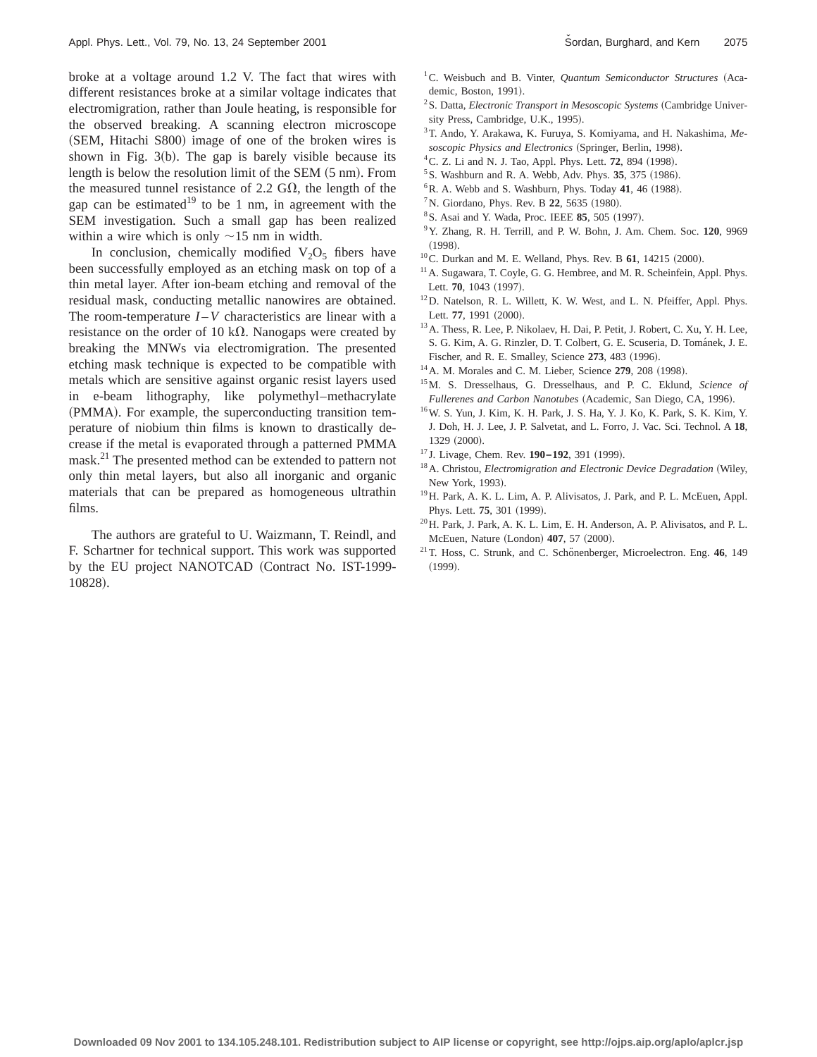broke at a voltage around 1.2 V. The fact that wires with different resistances broke at a similar voltage indicates that electromigration, rather than Joule heating, is responsible for the observed breaking. A scanning electron microscope (SEM, Hitachi S800) image of one of the broken wires is shown in Fig. 3(b). The gap is barely visible because its length is below the resolution limit of the SEM (5 nm). From the measured tunnel resistance of 2.2 GΩ, the length of the gap can be estimated[19] to be 1 nm, in agreement with the SEM investigation. Such a small gap has been realized within a wire which is only ~15 nm in width.

In conclusion, chemically modified $V_2O_5$ fibers have been successfully employed as an etching mask on top of a thin metal layer. After ion-beam etching and removal of the residual mask, conducting metallic nanowires are obtained. The room-temperature $I-V$ characteristics are linear with a resistance on the order of 10 kΩ. Nanogaps were created by breaking the MNWs via electromigration. The presented etching mask technique is expected to be compatible with metals which are sensitive against organic resist layers used in e-beam lithography, like polymethyl–methacrylate (PMMA). For example, the superconducting transition temperature of niobium thin films is known to drastically decrease if the metal is evaporated through a patterned PMMA mask.[21] The presented method can be extended to pattern not only thin metal layers, but also all inorganic and organic materials that can be prepared as homogeneous ultrathin films.

The authors are grateful to U. Waizmann, T. Reindl, and F. Schartner for technical support. This work was supported by the EU project NANOTCAD (Contract No. IST-1999-10828).

[1] C. Weisbuch and B. Vinter, *Quantum Semiconductor Structures* (Academic, Boston, 1991).
[2] S. Datta, *Electronic Transport in Mesoscopic Systems* (Cambridge University Press, Cambridge, U.K., 1995).
[3] T. Ando, Y. Arakawa, K. Furuya, S. Komiyama, and H. Nakashima, *Mesoscopic Physics and Electronics* (Springer, Berlin, 1998).
[4] C. Z. Li and N. J. Tao, Appl. Phys. Lett. **72**, 894 (1998).
[5] S. Washburn and R. A. Webb, Adv. Phys. **35**, 375 (1986).
[6] R. A. Webb and S. Washburn, Phys. Today **41**, 46 (1988).
[7] N. Giordano, Phys. Rev. B **22**, 5635 (1980).
[8] S. Asai and Y. Wada, Proc. IEEE **85**, 505 (1997).
[9] Y. Zhang, R. H. Terrill, and P. W. Bohn, J. Am. Chem. Soc. **120**, 9969 (1998).
[10] C. Durkan and M. E. Welland, Phys. Rev. B **61**, 14215 (2000).
[11] A. Sugawara, T. Coyle, G. G. Hembree, and M. R. Scheinfein, Appl. Phys. Lett. **70**, 1043 (1997).
[12] D. Natelson, R. L. Willett, K. W. West, and L. N. Pfeiffer, Appl. Phys. Lett. **77**, 1991 (2000).
[13] A. Thess, R. Lee, P. Nikolaev, H. Dai, P. Petit, J. Robert, C. Xu, Y. H. Lee, S. G. Kim, A. G. Rinzler, D. T. Colbert, G. E. Scuseria, D. Tománek, J. E. Fischer, and R. E. Smalley, Science **273**, 483 (1996).
[14] A. M. Morales and C. M. Lieber, Science **279**, 208 (1998).
[15] M. S. Dresselhaus, G. Dresselhaus, and P. C. Eklund, *Science of Fullerenes and Carbon Nanotubes* (Academic, San Diego, CA, 1996).
[16] W. S. Yun, J. Kim, K. H. Park, J. S. Ha, Y. J. Ko, K. Park, S. K. Kim, Y. J. Doh, H. J. Lee, J. P. Salvetat, and L. Forro, J. Vac. Sci. Technol. A **18**, 1329 (2000).
[17] J. Livage, Chem. Rev. **190–192**, 391 (1999).
[18] A. Christou, *Electromigration and Electronic Device Degradation* (Wiley, New York, 1993).
[19] H. Park, A. K. L. Lim, A. P. Alivisatos, J. Park, and P. L. McEuen, Appl. Phys. Lett. **75**, 301 (1999).
[20] H. Park, J. Park, A. K. L. Lim, E. H. Anderson, A. P. Alivisatos, and P. L. McEuen, Nature (London) **407**, 57 (2000).
[21] T. Hoss, C. Strunk, and C. Schönenberger, Microelectron. Eng. **46**, 149 (1999).